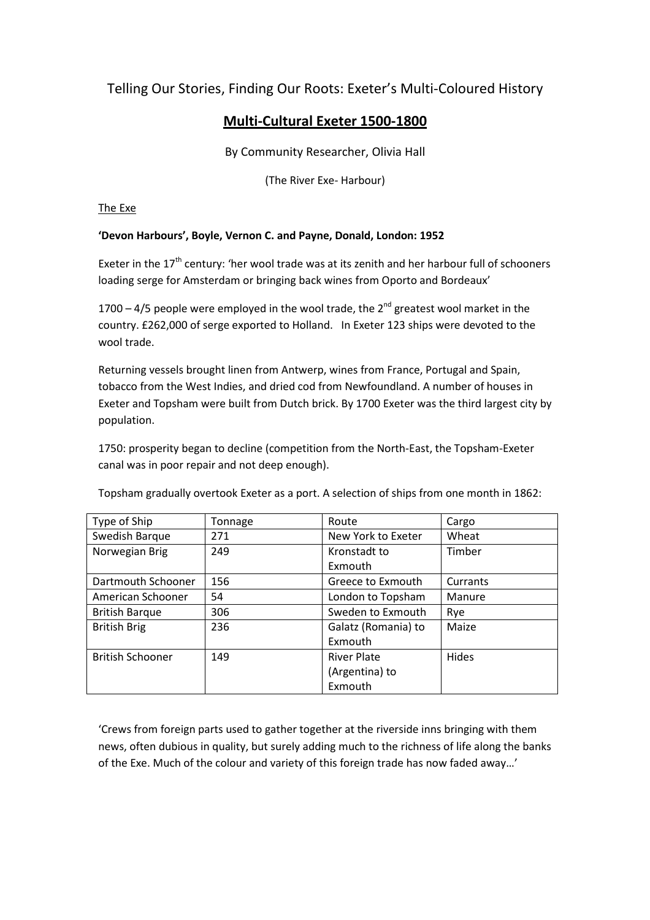Telling Our Stories, Finding Our Roots: Exeter's Multi-Coloured History

# Multi-Cultural Exeter 1500-1800

By Community Researcher, Olivia Hall

(The River Exe- Harbour)

## The Exe

**'Devon Harbours', Boyle, Vernon C. and Payne, Donald, London: 1952**

Exeter in the 17th century: 'her wool trade was at its zenith and her harbour full of schooners loading serge for Amsterdam or bringing back wines from Oporto and Bordeaux'

1700 – 4/5 people were employed in the wool trade, the 2nd greatest wool market in the country. £262,000 of serge exported to Holland. In Exeter 123 ships were devoted to the wool trade.

Returning vessels brought linen from Antwerp, wines from France, Portugal and Spain, tobacco from the West Indies, and dried cod from Newfoundland. A number of houses in Exeter and Topsham were built from Dutch brick. By 1700 Exeter was the third largest city by population.

1750: prosperity began to decline (competition from the North-East, the Topsham-Exeter canal was in poor repair and not deep enough).

Topsham gradually overtook Exeter as a port. A selection of ships from one month in 1862:

| Type of Ship | Tonnage | Route | Cargo |
|---|---|---|---|
| Swedish Barque | 271 | New York to Exeter | Wheat |
| Norwegian Brig | 249 | Kronstadt to Exmouth | Timber |
| Dartmouth Schooner | 156 | Greece to Exmouth | Currants |
| American Schooner | 54 | London to Topsham | Manure |
| British Barque | 306 | Sweden to Exmouth | Rye |
| British Brig | 236 | Galatz (Romania) to Exmouth | Maize |
| British Schooner | 149 | River Plate (Argentina) to Exmouth | Hides |

'Crews from foreign parts used to gather together at the riverside inns bringing with them news, often dubious in quality, but surely adding much to the richness of life along the banks of the Exe. Much of the colour and variety of this foreign trade has now faded away…'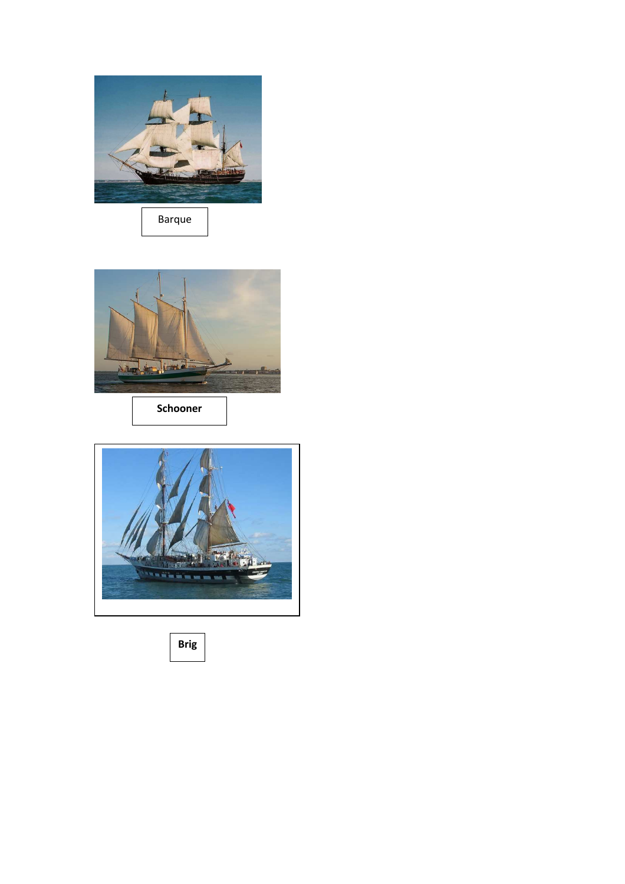Barque

**Schooner**

**Brig**